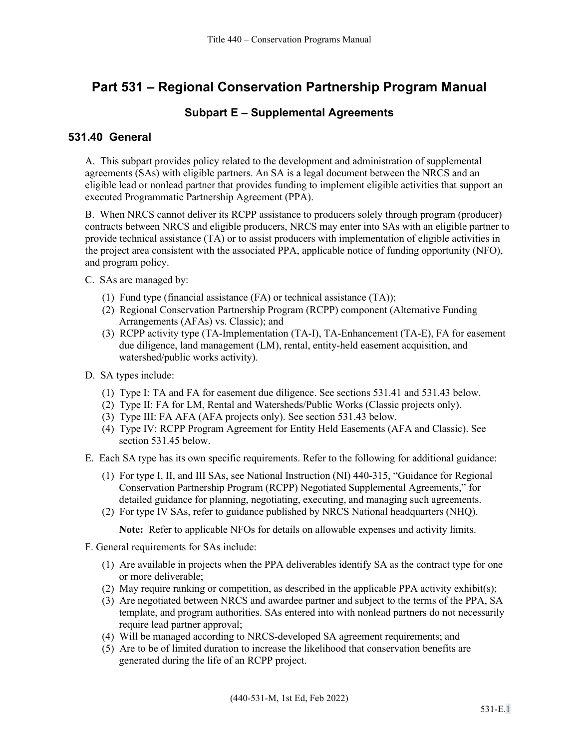# Part 531 – Regional Conservation Partnership Program Manual

## Subpart E – Supplemental Agreements

### 531.40 General

A. This subpart provides policy related to the development and administration of supplemental agreements (SAs) with eligible partners. An SA is a legal document between the NRCS and an eligible lead or nonlead partner that provides funding to implement eligible activities that support an executed Programmatic Partnership Agreement (PPA).

B. When NRCS cannot deliver its RCPP assistance to producers solely through program (producer) contracts between NRCS and eligible producers, NRCS may enter into SAs with an eligible partner to provide technical assistance (TA) or to assist producers with implementation of eligible activities in the project area consistent with the associated PPA, applicable notice of funding opportunity (NFO), and program policy.

C. SAs are managed by:

(1) Fund type (financial assistance (FA) or technical assistance (TA));

(2) Regional Conservation Partnership Program (RCPP) component (Alternative Funding Arrangements (AFAs) vs. Classic); and

(3) RCPP activity type (TA-Implementation (TA-I), TA-Enhancement (TA-E), FA for easement due diligence, land management (LM), rental, entity-held easement acquisition, and watershed/public works activity).

D. SA types include:

(1) Type I: TA and FA for easement due diligence. See sections 531.41 and 531.43 below.

(2) Type II: FA for LM, Rental and Watersheds/Public Works (Classic projects only).

(3) Type III: FA AFA (AFA projects only). See section 531.43 below.

(4) Type IV: RCPP Program Agreement for Entity Held Easements (AFA and Classic). See section 531.45 below.

E. Each SA type has its own specific requirements. Refer to the following for additional guidance:

(1) For type I, II, and III SAs, see National Instruction (NI) 440-315, "Guidance for Regional Conservation Partnership Program (RCPP) Negotiated Supplemental Agreements," for detailed guidance for planning, negotiating, executing, and managing such agreements.

(2) For type IV SAs, refer to guidance published by NRCS National headquarters (NHQ).

**Note:** Refer to applicable NFOs for details on allowable expenses and activity limits.

F. General requirements for SAs include:

(1) Are available in projects when the PPA deliverables identify SA as the contract type for one or more deliverable;

(2) May require ranking or competition, as described in the applicable PPA activity exhibit(s);

(3) Are negotiated between NRCS and awardee partner and subject to the terms of the PPA, SA template, and program authorities. SAs entered into with nonlead partners do not necessarily require lead partner approval;

(4) Will be managed according to NRCS-developed SA agreement requirements; and

(5) Are to be of limited duration to increase the likelihood that conservation benefits are generated during the life of an RCPP project.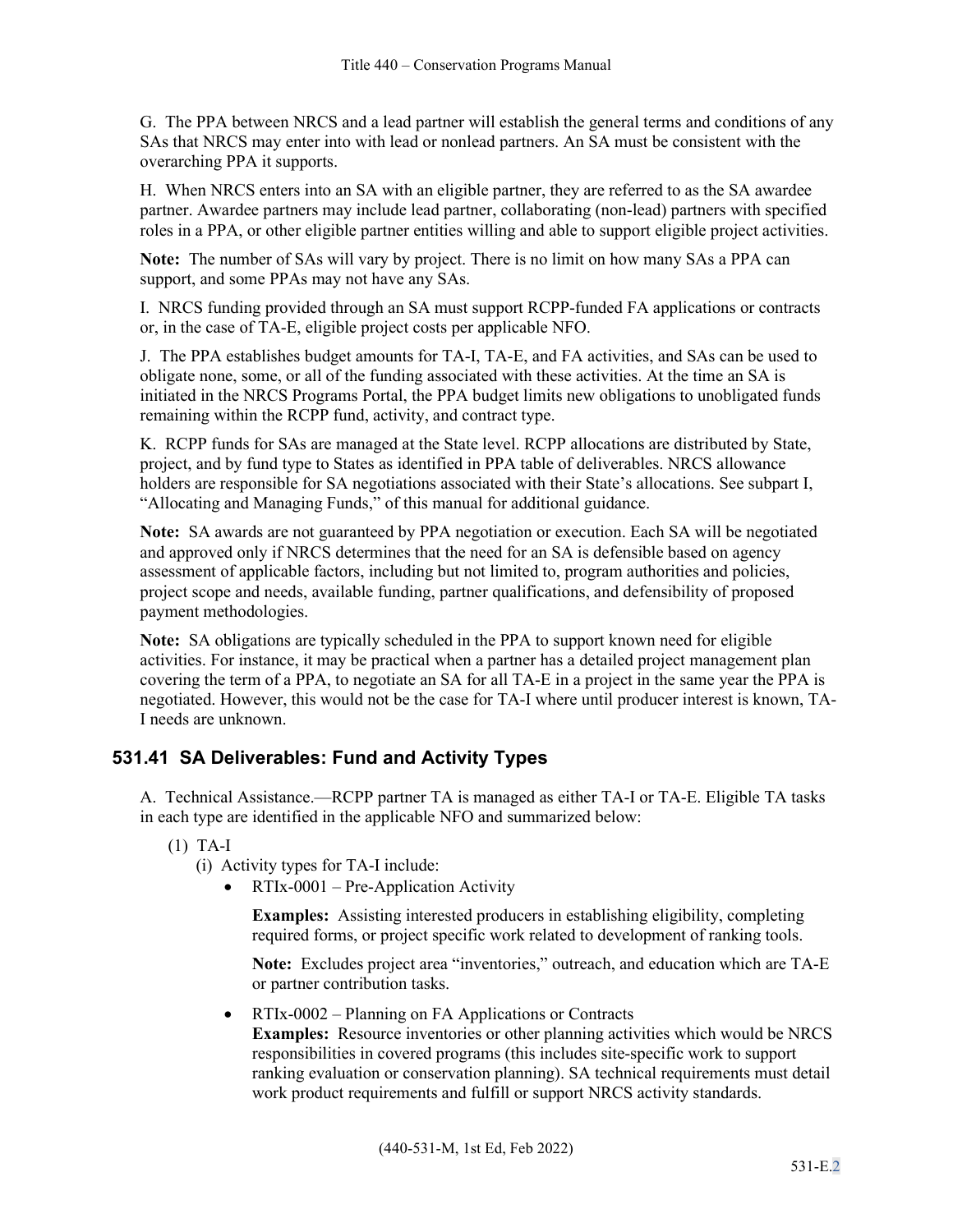G. The PPA between NRCS and a lead partner will establish the general terms and conditions of any SAs that NRCS may enter into with lead or nonlead partners. An SA must be consistent with the overarching PPA it supports.

H. When NRCS enters into an SA with an eligible partner, they are referred to as the SA awardee partner. Awardee partners may include lead partner, collaborating (non-lead) partners with specified roles in a PPA, or other eligible partner entities willing and able to support eligible project activities.

**Note:** The number of SAs will vary by project. There is no limit on how many SAs a PPA can support, and some PPAs may not have any SAs.

I. NRCS funding provided through an SA must support RCPP-funded FA applications or contracts or, in the case of TA-E, eligible project costs per applicable NFO.

J. The PPA establishes budget amounts for TA-I, TA-E, and FA activities, and SAs can be used to obligate none, some, or all of the funding associated with these activities. At the time an SA is initiated in the NRCS Programs Portal, the PPA budget limits new obligations to unobligated funds remaining within the RCPP fund, activity, and contract type.

K. RCPP funds for SAs are managed at the State level. RCPP allocations are distributed by State, project, and by fund type to States as identified in PPA table of deliverables. NRCS allowance holders are responsible for SA negotiations associated with their State's allocations. See subpart I, "Allocating and Managing Funds," of this manual for additional guidance.

**Note:** SA awards are not guaranteed by PPA negotiation or execution. Each SA will be negotiated and approved only if NRCS determines that the need for an SA is defensible based on agency assessment of applicable factors, including but not limited to, program authorities and policies, project scope and needs, available funding, partner qualifications, and defensibility of proposed payment methodologies.

**Note:** SA obligations are typically scheduled in the PPA to support known need for eligible activities. For instance, it may be practical when a partner has a detailed project management plan covering the term of a PPA, to negotiate an SA for all TA-E in a project in the same year the PPA is negotiated. However, this would not be the case for TA-I where until producer interest is known, TA-I needs are unknown.

## 531.41 SA Deliverables: Fund and Activity Types

A. Technical Assistance.—RCPP partner TA is managed as either TA-I or TA-E. Eligible TA tasks in each type are identified in the applicable NFO and summarized below:

(1) TA-I

(i) Activity types for TA-I include:

- RTIx-0001 – Pre-Application Activity

  **Examples:** Assisting interested producers in establishing eligibility, completing required forms, or project specific work related to development of ranking tools.

  **Note:** Excludes project area "inventories," outreach, and education which are TA-E or partner contribution tasks.

- RTIx-0002 – Planning on FA Applications or Contracts

  **Examples:** Resource inventories or other planning activities which would be NRCS responsibilities in covered programs (this includes site-specific work to support ranking evaluation or conservation planning). SA technical requirements must detail work product requirements and fulfill or support NRCS activity standards.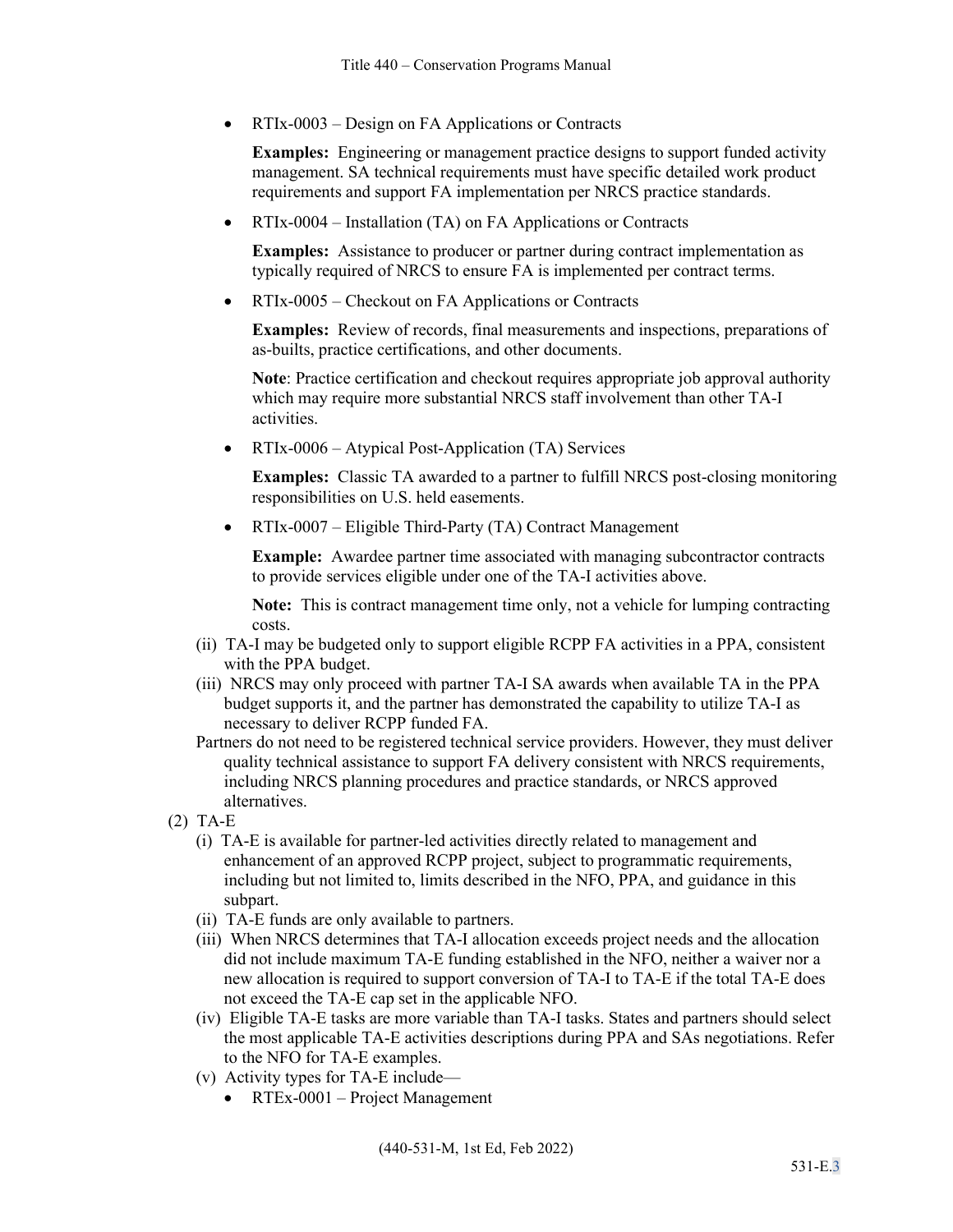- RTIx-0003 – Design on FA Applications or Contracts

  **Examples:** Engineering or management practice designs to support funded activity management. SA technical requirements must have specific detailed work product requirements and support FA implementation per NRCS practice standards.

- RTIx-0004 – Installation (TA) on FA Applications or Contracts

  **Examples:** Assistance to producer or partner during contract implementation as typically required of NRCS to ensure FA is implemented per contract terms.

- RTIx-0005 – Checkout on FA Applications or Contracts

  **Examples:** Review of records, final measurements and inspections, preparations of as-builts, practice certifications, and other documents.

  **Note**: Practice certification and checkout requires appropriate job approval authority which may require more substantial NRCS staff involvement than other TA-I activities.

- RTIx-0006 – Atypical Post-Application (TA) Services

  **Examples:** Classic TA awarded to a partner to fulfill NRCS post-closing monitoring responsibilities on U.S. held easements.

- RTIx-0007 – Eligible Third-Party (TA) Contract Management

  **Example:** Awardee partner time associated with managing subcontractor contracts to provide services eligible under one of the TA-I activities above.

  **Note:** This is contract management time only, not a vehicle for lumping contracting costs.

(ii) TA-I may be budgeted only to support eligible RCPP FA activities in a PPA, consistent with the PPA budget.

(iii) NRCS may only proceed with partner TA-I SA awards when available TA in the PPA budget supports it, and the partner has demonstrated the capability to utilize TA-I as necessary to deliver RCPP funded FA.

Partners do not need to be registered technical service providers. However, they must deliver quality technical assistance to support FA delivery consistent with NRCS requirements, including NRCS planning procedures and practice standards, or NRCS approved alternatives.

(2) TA-E

(i) TA-E is available for partner-led activities directly related to management and enhancement of an approved RCPP project, subject to programmatic requirements, including but not limited to, limits described in the NFO, PPA, and guidance in this subpart.

(ii) TA-E funds are only available to partners.

(iii) When NRCS determines that TA-I allocation exceeds project needs and the allocation did not include maximum TA-E funding established in the NFO, neither a waiver nor a new allocation is required to support conversion of TA-I to TA-E if the total TA-E does not exceed the TA-E cap set in the applicable NFO.

(iv) Eligible TA-E tasks are more variable than TA-I tasks. States and partners should select the most applicable TA-E activities descriptions during PPA and SAs negotiations. Refer to the NFO for TA-E examples.

(v) Activity types for TA-E include—

- RTEx-0001 – Project Management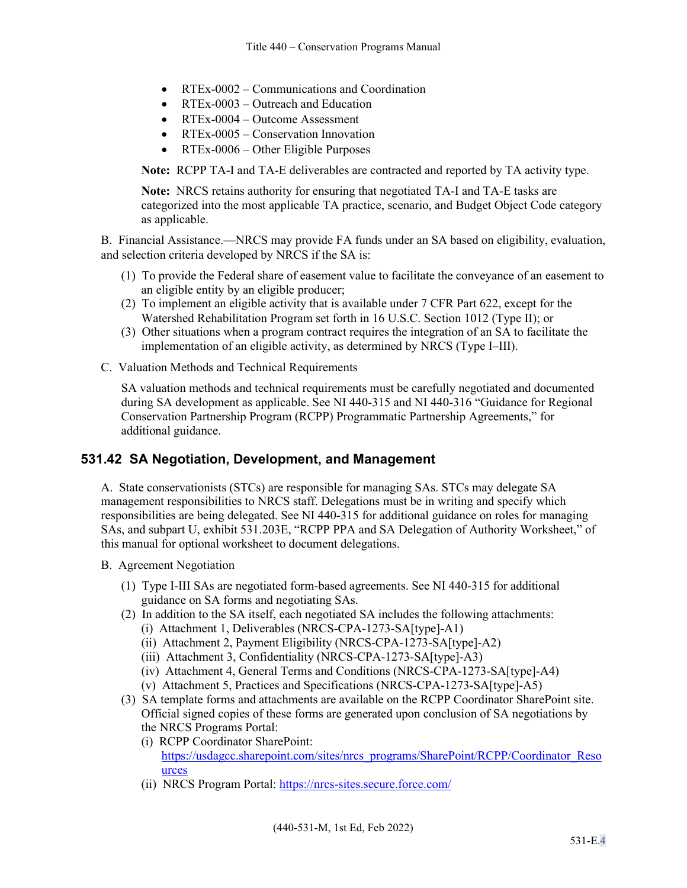- RTEx-0002 – Communications and Coordination
- RTEx-0003 – Outreach and Education
- RTEx-0004 – Outcome Assessment
- RTEx-0005 – Conservation Innovation
- RTEx-0006 – Other Eligible Purposes

**Note:** RCPP TA-I and TA-E deliverables are contracted and reported by TA activity type.

**Note:** NRCS retains authority for ensuring that negotiated TA-I and TA-E tasks are categorized into the most applicable TA practice, scenario, and Budget Object Code category as applicable.

B. Financial Assistance.—NRCS may provide FA funds under an SA based on eligibility, evaluation, and selection criteria developed by NRCS if the SA is:

(1) To provide the Federal share of easement value to facilitate the conveyance of an easement to an eligible entity by an eligible producer;
(2) To implement an eligible activity that is available under 7 CFR Part 622, except for the Watershed Rehabilitation Program set forth in 16 U.S.C. Section 1012 (Type II); or
(3) Other situations when a program contract requires the integration of an SA to facilitate the implementation of an eligible activity, as determined by NRCS (Type I–III).

C. Valuation Methods and Technical Requirements

SA valuation methods and technical requirements must be carefully negotiated and documented during SA development as applicable. See NI 440-315 and NI 440-316 "Guidance for Regional Conservation Partnership Program (RCPP) Programmatic Partnership Agreements," for additional guidance.

## 531.42 SA Negotiation, Development, and Management

A. State conservationists (STCs) are responsible for managing SAs. STCs may delegate SA management responsibilities to NRCS staff. Delegations must be in writing and specify which responsibilities are being delegated. See NI 440-315 for additional guidance on roles for managing SAs, and subpart U, exhibit 531.203E, "RCPP PPA and SA Delegation of Authority Worksheet," of this manual for optional worksheet to document delegations.

B. Agreement Negotiation

(1) Type I-III SAs are negotiated form-based agreements. See NI 440-315 for additional guidance on SA forms and negotiating SAs.
(2) In addition to the SA itself, each negotiated SA includes the following attachments:
  (i) Attachment 1, Deliverables (NRCS-CPA-1273-SA[type]-A1)
  (ii) Attachment 2, Payment Eligibility (NRCS-CPA-1273-SA[type]-A2)
  (iii) Attachment 3, Confidentiality (NRCS-CPA-1273-SA[type]-A3)
  (iv) Attachment 4, General Terms and Conditions (NRCS-CPA-1273-SA[type]-A4)
  (v) Attachment 5, Practices and Specifications (NRCS-CPA-1273-SA[type]-A5)
(3) SA template forms and attachments are available on the RCPP Coordinator SharePoint site. Official signed copies of these forms are generated upon conclusion of SA negotiations by the NRCS Programs Portal:
  (i) RCPP Coordinator SharePoint: https://usdagcc.sharepoint.com/sites/nrcs_programs/SharePoint/RCPP/Coordinator_Resources
  (ii) NRCS Program Portal: https://nrcs-sites.secure.force.com/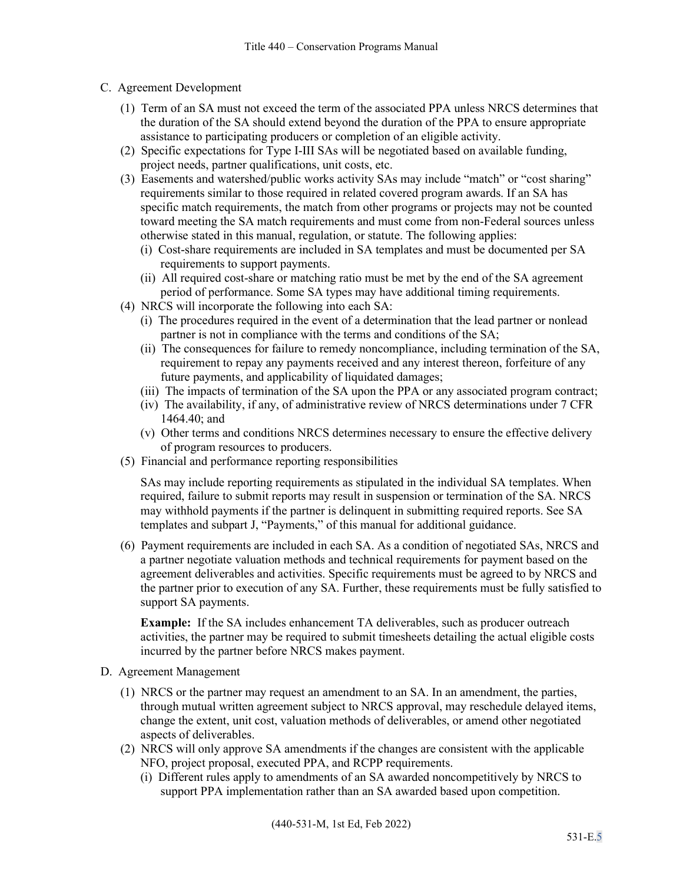C. Agreement Development

(1) Term of an SA must not exceed the term of the associated PPA unless NRCS determines that the duration of the SA should extend beyond the duration of the PPA to ensure appropriate assistance to participating producers or completion of an eligible activity.

(2) Specific expectations for Type I-III SAs will be negotiated based on available funding, project needs, partner qualifications, unit costs, etc.

(3) Easements and watershed/public works activity SAs may include "match" or "cost sharing" requirements similar to those required in related covered program awards. If an SA has specific match requirements, the match from other programs or projects may not be counted toward meeting the SA match requirements and must come from non-Federal sources unless otherwise stated in this manual, regulation, or statute. The following applies:

  (i) Cost-share requirements are included in SA templates and must be documented per SA requirements to support payments.

  (ii) All required cost-share or matching ratio must be met by the end of the SA agreement period of performance. Some SA types may have additional timing requirements.

(4) NRCS will incorporate the following into each SA:

  (i) The procedures required in the event of a determination that the lead partner or nonlead partner is not in compliance with the terms and conditions of the SA;

  (ii) The consequences for failure to remedy noncompliance, including termination of the SA, requirement to repay any payments received and any interest thereon, forfeiture of any future payments, and applicability of liquidated damages;

  (iii) The impacts of termination of the SA upon the PPA or any associated program contract;

  (iv) The availability, if any, of administrative review of NRCS determinations under 7 CFR 1464.40; and

  (v) Other terms and conditions NRCS determines necessary to ensure the effective delivery of program resources to producers.

(5) Financial and performance reporting responsibilities

SAs may include reporting requirements as stipulated in the individual SA templates. When required, failure to submit reports may result in suspension or termination of the SA. NRCS may withhold payments if the partner is delinquent in submitting required reports. See SA templates and subpart J, "Payments," of this manual for additional guidance.

(6) Payment requirements are included in each SA. As a condition of negotiated SAs, NRCS and a partner negotiate valuation methods and technical requirements for payment based on the agreement deliverables and activities. Specific requirements must be agreed to by NRCS and the partner prior to execution of any SA. Further, these requirements must be fully satisfied to support SA payments.

**Example:** If the SA includes enhancement TA deliverables, such as producer outreach activities, the partner may be required to submit timesheets detailing the actual eligible costs incurred by the partner before NRCS makes payment.

D. Agreement Management

(1) NRCS or the partner may request an amendment to an SA. In an amendment, the parties, through mutual written agreement subject to NRCS approval, may reschedule delayed items, change the extent, unit cost, valuation methods of deliverables, or amend other negotiated aspects of deliverables.

(2) NRCS will only approve SA amendments if the changes are consistent with the applicable NFO, project proposal, executed PPA, and RCPP requirements.

  (i) Different rules apply to amendments of an SA awarded noncompetitively by NRCS to support PPA implementation rather than an SA awarded based upon competition.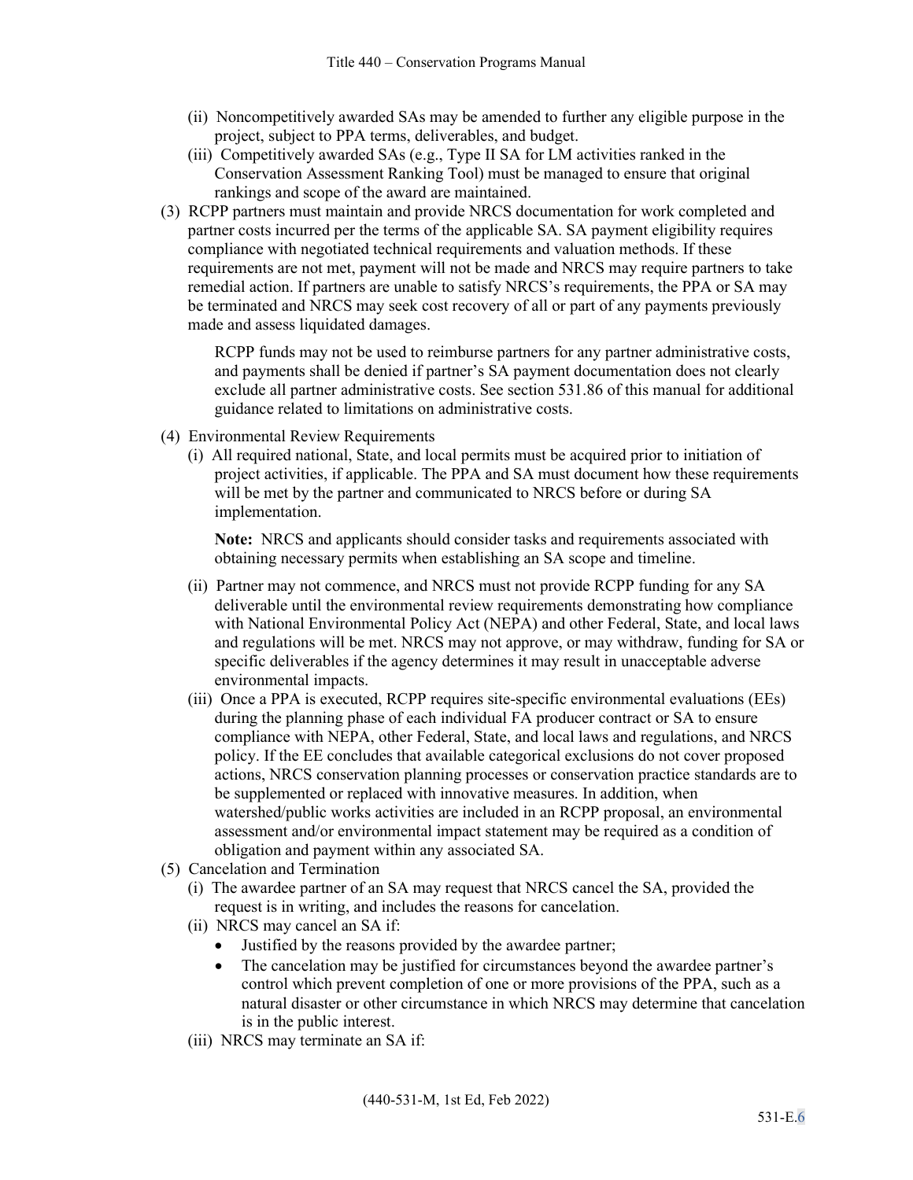(ii) Noncompetitively awarded SAs may be amended to further any eligible purpose in the project, subject to PPA terms, deliverables, and budget.

(iii) Competitively awarded SAs (e.g., Type II SA for LM activities ranked in the Conservation Assessment Ranking Tool) must be managed to ensure that original rankings and scope of the award are maintained.

(3) RCPP partners must maintain and provide NRCS documentation for work completed and partner costs incurred per the terms of the applicable SA. SA payment eligibility requires compliance with negotiated technical requirements and valuation methods. If these requirements are not met, payment will not be made and NRCS may require partners to take remedial action. If partners are unable to satisfy NRCS's requirements, the PPA or SA may be terminated and NRCS may seek cost recovery of all or part of any payments previously made and assess liquidated damages.

RCPP funds may not be used to reimburse partners for any partner administrative costs, and payments shall be denied if partner's SA payment documentation does not clearly exclude all partner administrative costs. See section 531.86 of this manual for additional guidance related to limitations on administrative costs.

(4) Environmental Review Requirements

(i) All required national, State, and local permits must be acquired prior to initiation of project activities, if applicable. The PPA and SA must document how these requirements will be met by the partner and communicated to NRCS before or during SA implementation.

**Note:** NRCS and applicants should consider tasks and requirements associated with obtaining necessary permits when establishing an SA scope and timeline.

(ii) Partner may not commence, and NRCS must not provide RCPP funding for any SA deliverable until the environmental review requirements demonstrating how compliance with National Environmental Policy Act (NEPA) and other Federal, State, and local laws and regulations will be met. NRCS may not approve, or may withdraw, funding for SA or specific deliverables if the agency determines it may result in unacceptable adverse environmental impacts.

(iii) Once a PPA is executed, RCPP requires site-specific environmental evaluations (EEs) during the planning phase of each individual FA producer contract or SA to ensure compliance with NEPA, other Federal, State, and local laws and regulations, and NRCS policy. If the EE concludes that available categorical exclusions do not cover proposed actions, NRCS conservation planning processes or conservation practice standards are to be supplemented or replaced with innovative measures. In addition, when watershed/public works activities are included in an RCPP proposal, an environmental assessment and/or environmental impact statement may be required as a condition of obligation and payment within any associated SA.

(5) Cancelation and Termination

(i) The awardee partner of an SA may request that NRCS cancel the SA, provided the request is in writing, and includes the reasons for cancelation.

(ii) NRCS may cancel an SA if:

- Justified by the reasons provided by the awardee partner;
- The cancelation may be justified for circumstances beyond the awardee partner's control which prevent completion of one or more provisions of the PPA, such as a natural disaster or other circumstance in which NRCS may determine that cancelation is in the public interest.

(iii) NRCS may terminate an SA if: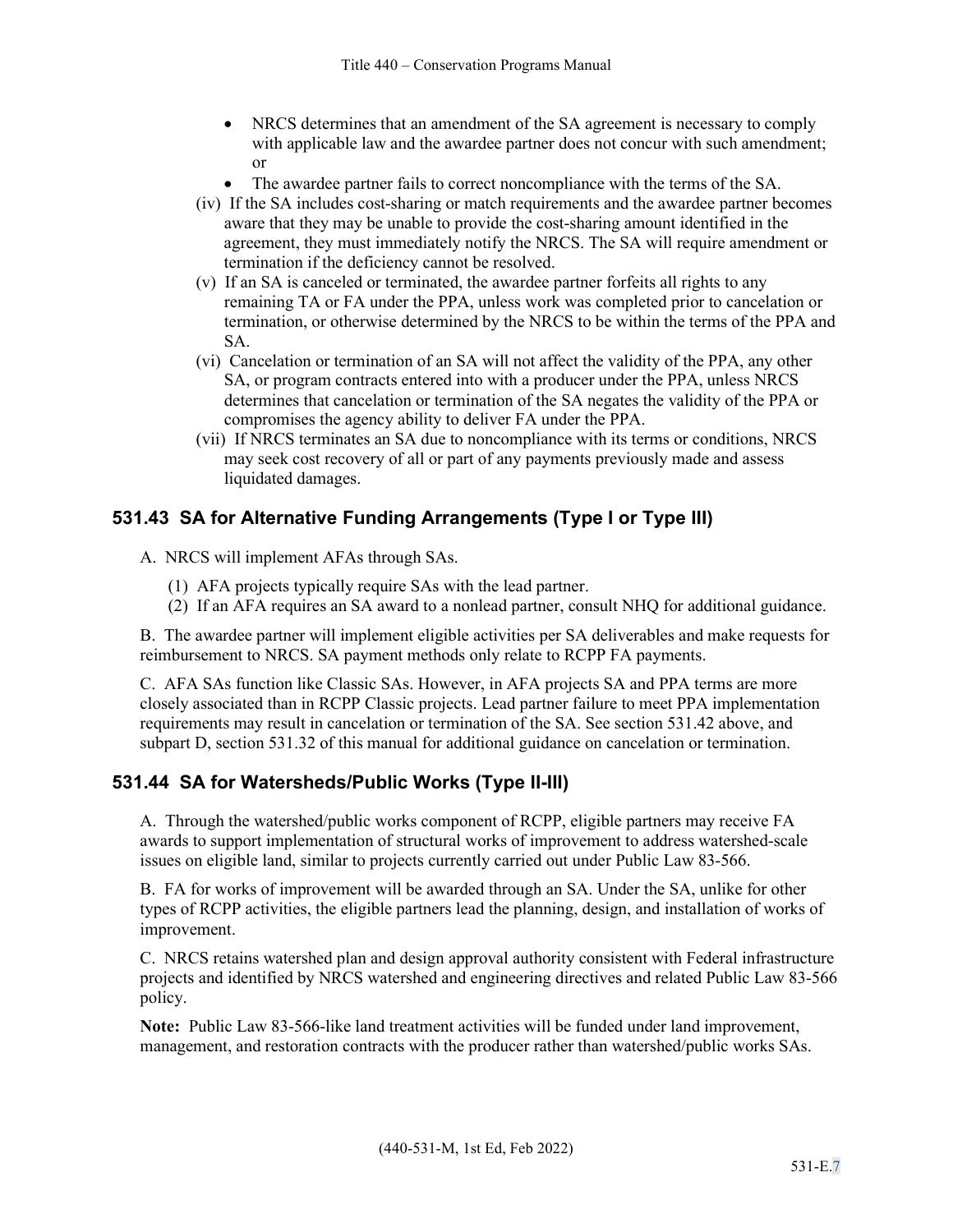- NRCS determines that an amendment of the SA agreement is necessary to comply with applicable law and the awardee partner does not concur with such amendment; or
- The awardee partner fails to correct noncompliance with the terms of the SA.

(iv) If the SA includes cost-sharing or match requirements and the awardee partner becomes aware that they may be unable to provide the cost-sharing amount identified in the agreement, they must immediately notify the NRCS. The SA will require amendment or termination if the deficiency cannot be resolved.

(v) If an SA is canceled or terminated, the awardee partner forfeits all rights to any remaining TA or FA under the PPA, unless work was completed prior to cancelation or termination, or otherwise determined by the NRCS to be within the terms of the PPA and SA.

(vi) Cancelation or termination of an SA will not affect the validity of the PPA, any other SA, or program contracts entered into with a producer under the PPA, unless NRCS determines that cancelation or termination of the SA negates the validity of the PPA or compromises the agency ability to deliver FA under the PPA.

(vii) If NRCS terminates an SA due to noncompliance with its terms or conditions, NRCS may seek cost recovery of all or part of any payments previously made and assess liquidated damages.

## 531.43 SA for Alternative Funding Arrangements (Type I or Type III)

A. NRCS will implement AFAs through SAs.

(1) AFA projects typically require SAs with the lead partner.

(2) If an AFA requires an SA award to a nonlead partner, consult NHQ for additional guidance.

B. The awardee partner will implement eligible activities per SA deliverables and make requests for reimbursement to NRCS. SA payment methods only relate to RCPP FA payments.

C. AFA SAs function like Classic SAs. However, in AFA projects SA and PPA terms are more closely associated than in RCPP Classic projects. Lead partner failure to meet PPA implementation requirements may result in cancelation or termination of the SA. See section 531.42 above, and subpart D, section 531.32 of this manual for additional guidance on cancelation or termination.

## 531.44 SA for Watersheds/Public Works (Type II-III)

A. Through the watershed/public works component of RCPP, eligible partners may receive FA awards to support implementation of structural works of improvement to address watershed-scale issues on eligible land, similar to projects currently carried out under Public Law 83-566.

B. FA for works of improvement will be awarded through an SA. Under the SA, unlike for other types of RCPP activities, the eligible partners lead the planning, design, and installation of works of improvement.

C. NRCS retains watershed plan and design approval authority consistent with Federal infrastructure projects and identified by NRCS watershed and engineering directives and related Public Law 83-566 policy.

**Note:** Public Law 83-566-like land treatment activities will be funded under land improvement, management, and restoration contracts with the producer rather than watershed/public works SAs.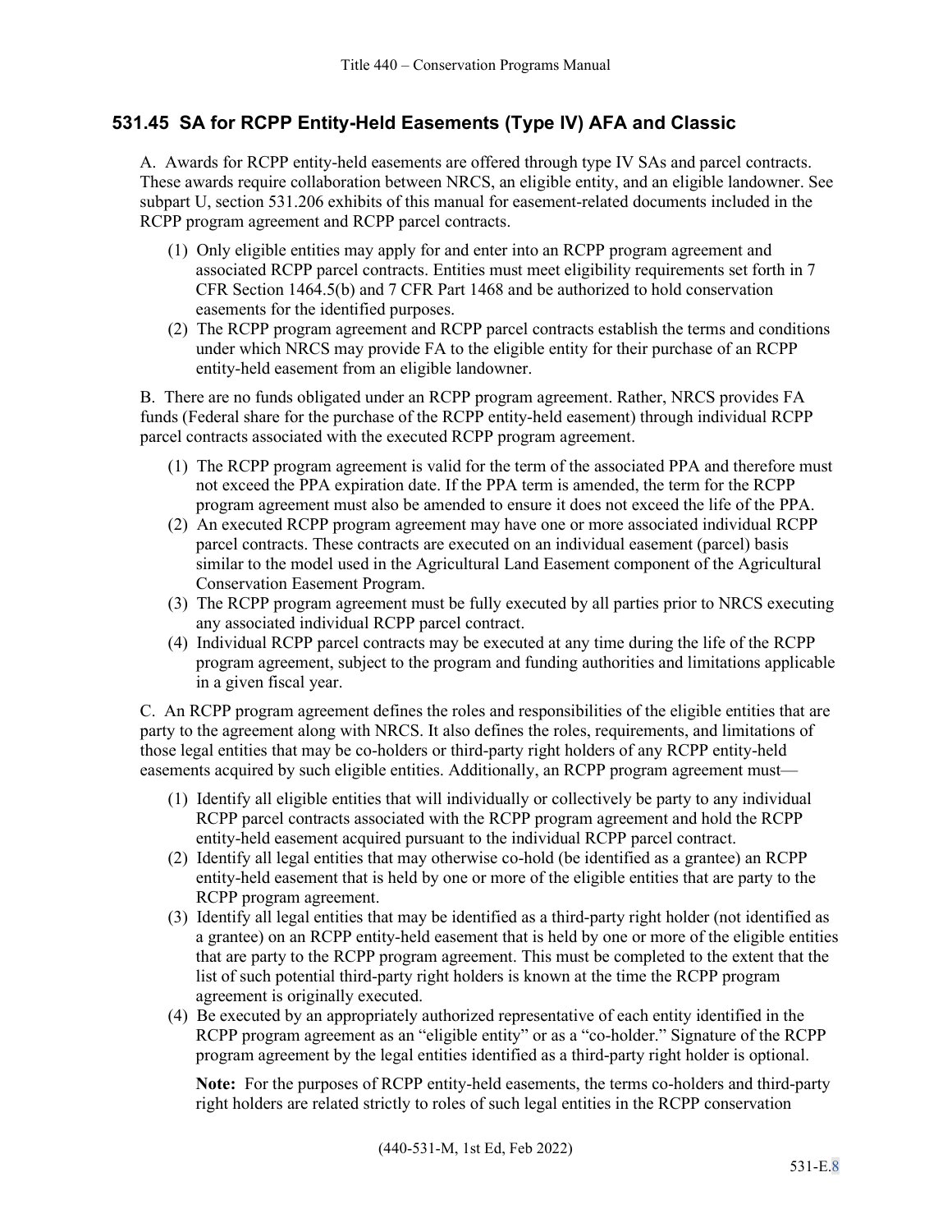## 531.45 SA for RCPP Entity-Held Easements (Type IV) AFA and Classic

A. Awards for RCPP entity-held easements are offered through type IV SAs and parcel contracts. These awards require collaboration between NRCS, an eligible entity, and an eligible landowner. See subpart U, section 531.206 exhibits of this manual for easement-related documents included in the RCPP program agreement and RCPP parcel contracts.

(1) Only eligible entities may apply for and enter into an RCPP program agreement and associated RCPP parcel contracts. Entities must meet eligibility requirements set forth in 7 CFR Section 1464.5(b) and 7 CFR Part 1468 and be authorized to hold conservation easements for the identified purposes.

(2) The RCPP program agreement and RCPP parcel contracts establish the terms and conditions under which NRCS may provide FA to the eligible entity for their purchase of an RCPP entity-held easement from an eligible landowner.

B. There are no funds obligated under an RCPP program agreement. Rather, NRCS provides FA funds (Federal share for the purchase of the RCPP entity-held easement) through individual RCPP parcel contracts associated with the executed RCPP program agreement.

(1) The RCPP program agreement is valid for the term of the associated PPA and therefore must not exceed the PPA expiration date. If the PPA term is amended, the term for the RCPP program agreement must also be amended to ensure it does not exceed the life of the PPA.

(2) An executed RCPP program agreement may have one or more associated individual RCPP parcel contracts. These contracts are executed on an individual easement (parcel) basis similar to the model used in the Agricultural Land Easement component of the Agricultural Conservation Easement Program.

(3) The RCPP program agreement must be fully executed by all parties prior to NRCS executing any associated individual RCPP parcel contract.

(4) Individual RCPP parcel contracts may be executed at any time during the life of the RCPP program agreement, subject to the program and funding authorities and limitations applicable in a given fiscal year.

C. An RCPP program agreement defines the roles and responsibilities of the eligible entities that are party to the agreement along with NRCS. It also defines the roles, requirements, and limitations of those legal entities that may be co-holders or third-party right holders of any RCPP entity-held easements acquired by such eligible entities. Additionally, an RCPP program agreement must—

(1) Identify all eligible entities that will individually or collectively be party to any individual RCPP parcel contracts associated with the RCPP program agreement and hold the RCPP entity-held easement acquired pursuant to the individual RCPP parcel contract.

(2) Identify all legal entities that may otherwise co-hold (be identified as a grantee) an RCPP entity-held easement that is held by one or more of the eligible entities that are party to the RCPP program agreement.

(3) Identify all legal entities that may be identified as a third-party right holder (not identified as a grantee) on an RCPP entity-held easement that is held by one or more of the eligible entities that are party to the RCPP program agreement. This must be completed to the extent that the list of such potential third-party right holders is known at the time the RCPP program agreement is originally executed.

(4) Be executed by an appropriately authorized representative of each entity identified in the RCPP program agreement as an "eligible entity" or as a "co-holder." Signature of the RCPP program agreement by the legal entities identified as a third-party right holder is optional.

**Note:** For the purposes of RCPP entity-held easements, the terms co-holders and third-party right holders are related strictly to roles of such legal entities in the RCPP conservation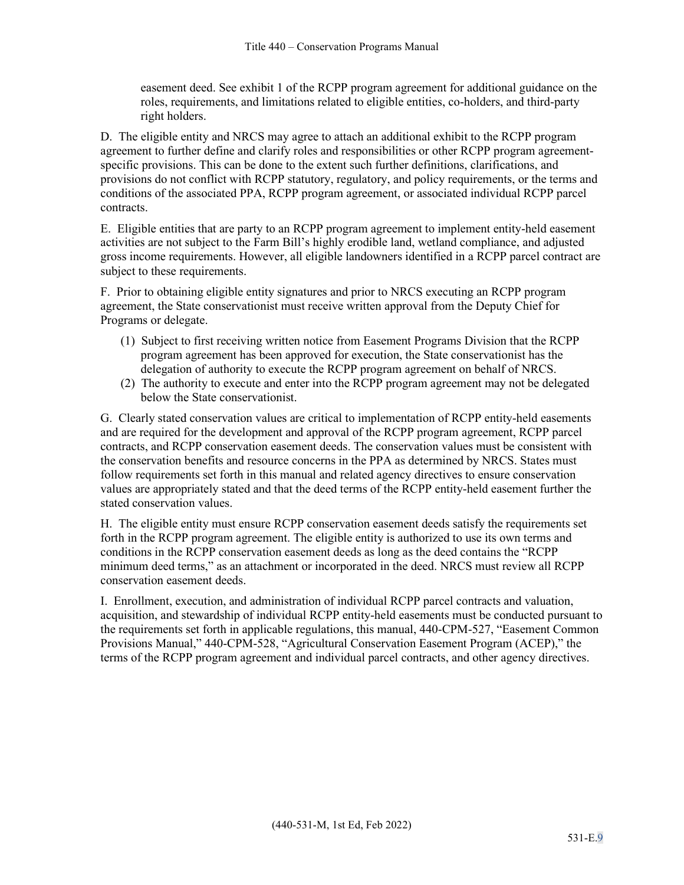easement deed. See exhibit 1 of the RCPP program agreement for additional guidance on the roles, requirements, and limitations related to eligible entities, co-holders, and third-party right holders.

D. The eligible entity and NRCS may agree to attach an additional exhibit to the RCPP program agreement to further define and clarify roles and responsibilities or other RCPP program agreement-specific provisions. This can be done to the extent such further definitions, clarifications, and provisions do not conflict with RCPP statutory, regulatory, and policy requirements, or the terms and conditions of the associated PPA, RCPP program agreement, or associated individual RCPP parcel contracts.

E. Eligible entities that are party to an RCPP program agreement to implement entity-held easement activities are not subject to the Farm Bill's highly erodible land, wetland compliance, and adjusted gross income requirements. However, all eligible landowners identified in a RCPP parcel contract are subject to these requirements.

F. Prior to obtaining eligible entity signatures and prior to NRCS executing an RCPP program agreement, the State conservationist must receive written approval from the Deputy Chief for Programs or delegate.

(1) Subject to first receiving written notice from Easement Programs Division that the RCPP program agreement has been approved for execution, the State conservationist has the delegation of authority to execute the RCPP program agreement on behalf of NRCS.

(2) The authority to execute and enter into the RCPP program agreement may not be delegated below the State conservationist.

G. Clearly stated conservation values are critical to implementation of RCPP entity-held easements and are required for the development and approval of the RCPP program agreement, RCPP parcel contracts, and RCPP conservation easement deeds. The conservation values must be consistent with the conservation benefits and resource concerns in the PPA as determined by NRCS. States must follow requirements set forth in this manual and related agency directives to ensure conservation values are appropriately stated and that the deed terms of the RCPP entity-held easement further the stated conservation values.

H. The eligible entity must ensure RCPP conservation easement deeds satisfy the requirements set forth in the RCPP program agreement. The eligible entity is authorized to use its own terms and conditions in the RCPP conservation easement deeds as long as the deed contains the "RCPP minimum deed terms," as an attachment or incorporated in the deed. NRCS must review all RCPP conservation easement deeds.

I. Enrollment, execution, and administration of individual RCPP parcel contracts and valuation, acquisition, and stewardship of individual RCPP entity-held easements must be conducted pursuant to the requirements set forth in applicable regulations, this manual, 440-CPM-527, "Easement Common Provisions Manual," 440-CPM-528, "Agricultural Conservation Easement Program (ACEP)," the terms of the RCPP program agreement and individual parcel contracts, and other agency directives.